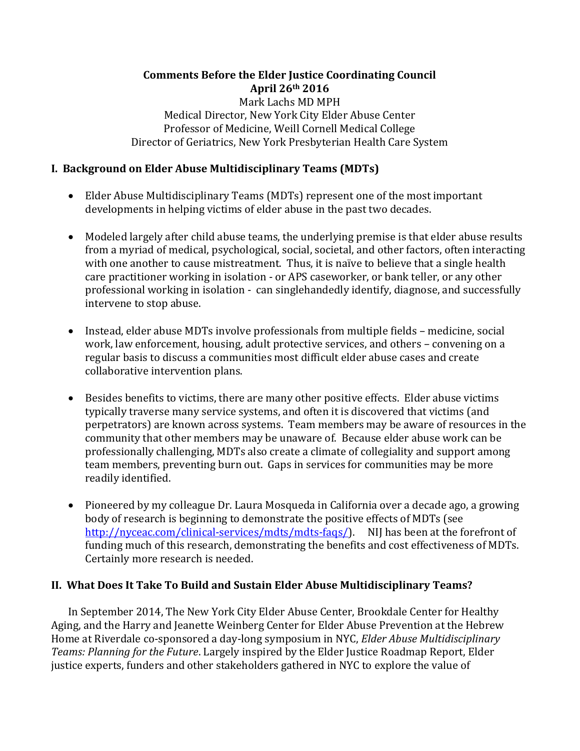**Comments Before the Elder Justice Coordinating Council**
**April 26th 2016**

Mark Lachs MD MPH
Medical Director, New York City Elder Abuse Center
Professor of Medicine, Weill Cornell Medical College
Director of Geriatrics, New York Presbyterian Health Care System

## I. Background on Elder Abuse Multidisciplinary Teams (MDTs)

- Elder Abuse Multidisciplinary Teams (MDTs) represent one of the most important developments in helping victims of elder abuse in the past two decades.

- Modeled largely after child abuse teams, the underlying premise is that elder abuse results from a myriad of medical, psychological, social, societal, and other factors, often interacting with one another to cause mistreatment. Thus, it is naïve to believe that a single health care practitioner working in isolation - or APS caseworker, or bank teller, or any other professional working in isolation - can singlehandedly identify, diagnose, and successfully intervene to stop abuse.

- Instead, elder abuse MDTs involve professionals from multiple fields – medicine, social work, law enforcement, housing, adult protective services, and others – convening on a regular basis to discuss a communities most difficult elder abuse cases and create collaborative intervention plans.

- Besides benefits to victims, there are many other positive effects. Elder abuse victims typically traverse many service systems, and often it is discovered that victims (and perpetrators) are known across systems. Team members may be aware of resources in the community that other members may be unaware of. Because elder abuse work can be professionally challenging, MDTs also create a climate of collegiality and support among team members, preventing burn out. Gaps in services for communities may be more readily identified.

- Pioneered by my colleague Dr. Laura Mosqueda in California over a decade ago, a growing body of research is beginning to demonstrate the positive effects of MDTs (see http://nyceac.com/clinical-services/mdts/mdts-faqs/). NIJ has been at the forefront of funding much of this research, demonstrating the benefits and cost effectiveness of MDTs. Certainly more research is needed.

## II. What Does It Take To Build and Sustain Elder Abuse Multidisciplinary Teams?

In September 2014, The New York City Elder Abuse Center, Brookdale Center for Healthy Aging, and the Harry and Jeanette Weinberg Center for Elder Abuse Prevention at the Hebrew Home at Riverdale co-sponsored a day-long symposium in NYC, *Elder Abuse Multidisciplinary Teams: Planning for the Future*. Largely inspired by the Elder Justice Roadmap Report, Elder justice experts, funders and other stakeholders gathered in NYC to explore the value of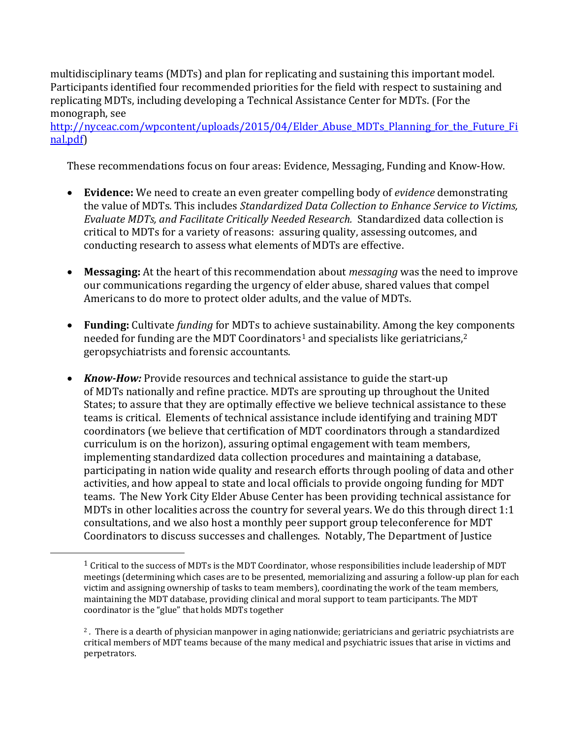multidisciplinary teams (MDTs) and plan for replicating and sustaining this important model. Participants identified four recommended priorities for the field with respect to sustaining and replicating MDTs, including developing a Technical Assistance Center for MDTs. (For the monograph, see [http://nyceac.com/wpcontent/uploads/2015/04/Elder_Abuse_MDTs_Planning_for_the_Future_Final.pdf](http://nyceac.com/wpcontent/uploads/2015/04/Elder_Abuse_MDTs_Planning_for_the_Future_Final.pdf))

These recommendations focus on four areas: Evidence, Messaging, Funding and Know-How.

- **Evidence:** We need to create an even greater compelling body of *evidence* demonstrating the value of MDTs. This includes *Standardized Data Collection to Enhance Service to Victims, Evaluate MDTs, and Facilitate Critically Needed Research.* Standardized data collection is critical to MDTs for a variety of reasons: assuring quality, assessing outcomes, and conducting research to assess what elements of MDTs are effective.

- **Messaging:** At the heart of this recommendation about *messaging* was the need to improve our communications regarding the urgency of elder abuse, shared values that compel Americans to do more to protect older adults, and the value of MDTs.

- **Funding:** Cultivate *funding* for MDTs to achieve sustainability. Among the key components needed for funding are the MDT Coordinators[1] and specialists like geriatricians,[2] geropsychiatrists and forensic accountants.

- ***Know-How:*** Provide resources and technical assistance to guide the start-up of MDTs nationally and refine practice. MDTs are sprouting up throughout the United States; to assure that they are optimally effective we believe technical assistance to these teams is critical. Elements of technical assistance include identifying and training MDT coordinators (we believe that certification of MDT coordinators through a standardized curriculum is on the horizon), assuring optimal engagement with team members, implementing standardized data collection procedures and maintaining a database, participating in nation wide quality and research efforts through pooling of data and other activities, and how appeal to state and local officials to provide ongoing funding for MDT teams. The New York City Elder Abuse Center has been providing technical assistance for MDTs in other localities across the country for several years. We do this through direct 1:1 consultations, and we also host a monthly peer support group teleconference for MDT Coordinators to discuss successes and challenges. Notably, The Department of Justice

---

[1] Critical to the success of MDTs is the MDT Coordinator, whose responsibilities include leadership of MDT meetings (determining which cases are to be presented, memorializing and assuring a follow-up plan for each victim and assigning ownership of tasks to team members), coordinating the work of the team members, maintaining the MDT database, providing clinical and moral support to team participants. The MDT coordinator is the "glue" that holds MDTs together

[2]. There is a dearth of physician manpower in aging nationwide; geriatricians and geriatric psychiatrists are critical members of MDT teams because of the many medical and psychiatric issues that arise in victims and perpetrators.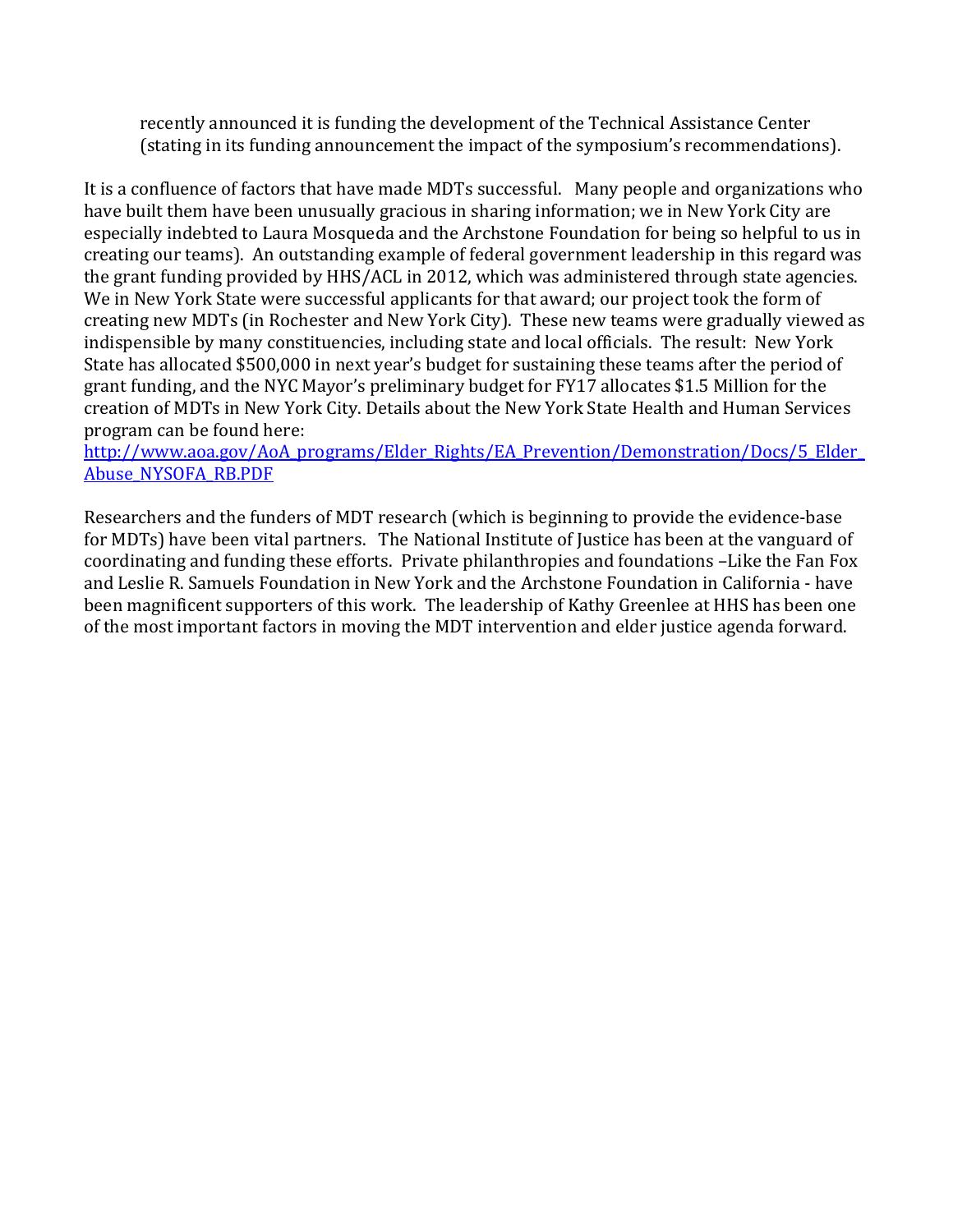recently announced it is funding the development of the Technical Assistance Center (stating in its funding announcement the impact of the symposium's recommendations).

It is a confluence of factors that have made MDTs successful. Many people and organizations who have built them have been unusually gracious in sharing information; we in New York City are especially indebted to Laura Mosqueda and the Archstone Foundation for being so helpful to us in creating our teams). An outstanding example of federal government leadership in this regard was the grant funding provided by HHS/ACL in 2012, which was administered through state agencies. We in New York State were successful applicants for that award; our project took the form of creating new MDTs (in Rochester and New York City). These new teams were gradually viewed as indispensible by many constituencies, including state and local officials. The result: New York State has allocated $500,000 in next year's budget for sustaining these teams after the period of grant funding, and the NYC Mayor's preliminary budget for FY17 allocates $1.5 Million for the creation of MDTs in New York City. Details about the New York State Health and Human Services program can be found here:
[http://www.aoa.gov/AoA_programs/Elder_Rights/EA_Prevention/Demonstration/Docs/5_Elder_Abuse_NYSOFA_RB.PDF](http://www.aoa.gov/AoA_programs/Elder_Rights/EA_Prevention/Demonstration/Docs/5_Elder_Abuse_NYSOFA_RB.PDF)

Researchers and the funders of MDT research (which is beginning to provide the evidence-base for MDTs) have been vital partners. The National Institute of Justice has been at the vanguard of coordinating and funding these efforts. Private philanthropies and foundations –Like the Fan Fox and Leslie R. Samuels Foundation in New York and the Archstone Foundation in California - have been magnificent supporters of this work. The leadership of Kathy Greenlee at HHS has been one of the most important factors in moving the MDT intervention and elder justice agenda forward.